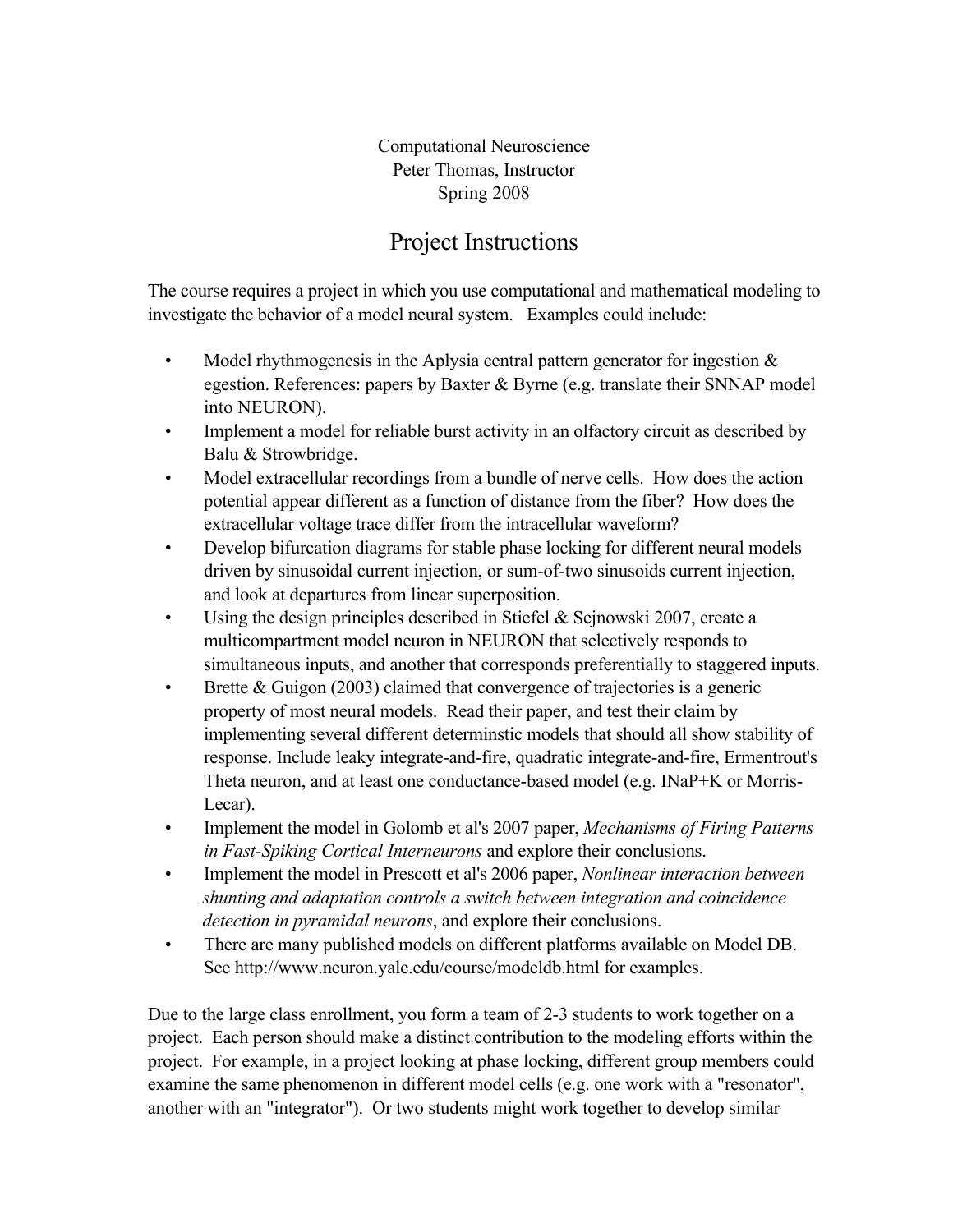Computational Neuroscience
Peter Thomas, Instructor
Spring 2008

# Project Instructions

The course requires a project in which you use computational and mathematical modeling to investigate the behavior of a model neural system. Examples could include:

- Model rhythmogenesis in the Aplysia central pattern generator for ingestion & egestion. References: papers by Baxter & Byrne (e.g. translate their SNNAP model into NEURON).
- Implement a model for reliable burst activity in an olfactory circuit as described by Balu & Strowbridge.
- Model extracellular recordings from a bundle of nerve cells. How does the action potential appear different as a function of distance from the fiber? How does the extracellular voltage trace differ from the intracellular waveform?
- Develop bifurcation diagrams for stable phase locking for different neural models driven by sinusoidal current injection, or sum-of-two sinusoids current injection, and look at departures from linear superposition.
- Using the design principles described in Stiefel & Sejnowski 2007, create a multicompartment model neuron in NEURON that selectively responds to simultaneous inputs, and another that corresponds preferentially to staggered inputs.
- Brette & Guigon (2003) claimed that convergence of trajectories is a generic property of most neural models. Read their paper, and test their claim by implementing several different determinstic models that should all show stability of response. Include leaky integrate-and-fire, quadratic integrate-and-fire, Ermentrout's Theta neuron, and at least one conductance-based model (e.g. INaP+K or Morris-Lecar).
- Implement the model in Golomb et al's 2007 paper, *Mechanisms of Firing Patterns in Fast-Spiking Cortical Interneurons* and explore their conclusions.
- Implement the model in Prescott et al's 2006 paper, *Nonlinear interaction between shunting and adaptation controls a switch between integration and coincidence detection in pyramidal neurons*, and explore their conclusions.
- There are many published models on different platforms available on Model DB. See http://www.neuron.yale.edu/course/modeldb.html for examples.

Due to the large class enrollment, you form a team of 2-3 students to work together on a project. Each person should make a distinct contribution to the modeling efforts within the project. For example, in a project looking at phase locking, different group members could examine the same phenomenon in different model cells (e.g. one work with a "resonator", another with an "integrator"). Or two students might work together to develop similar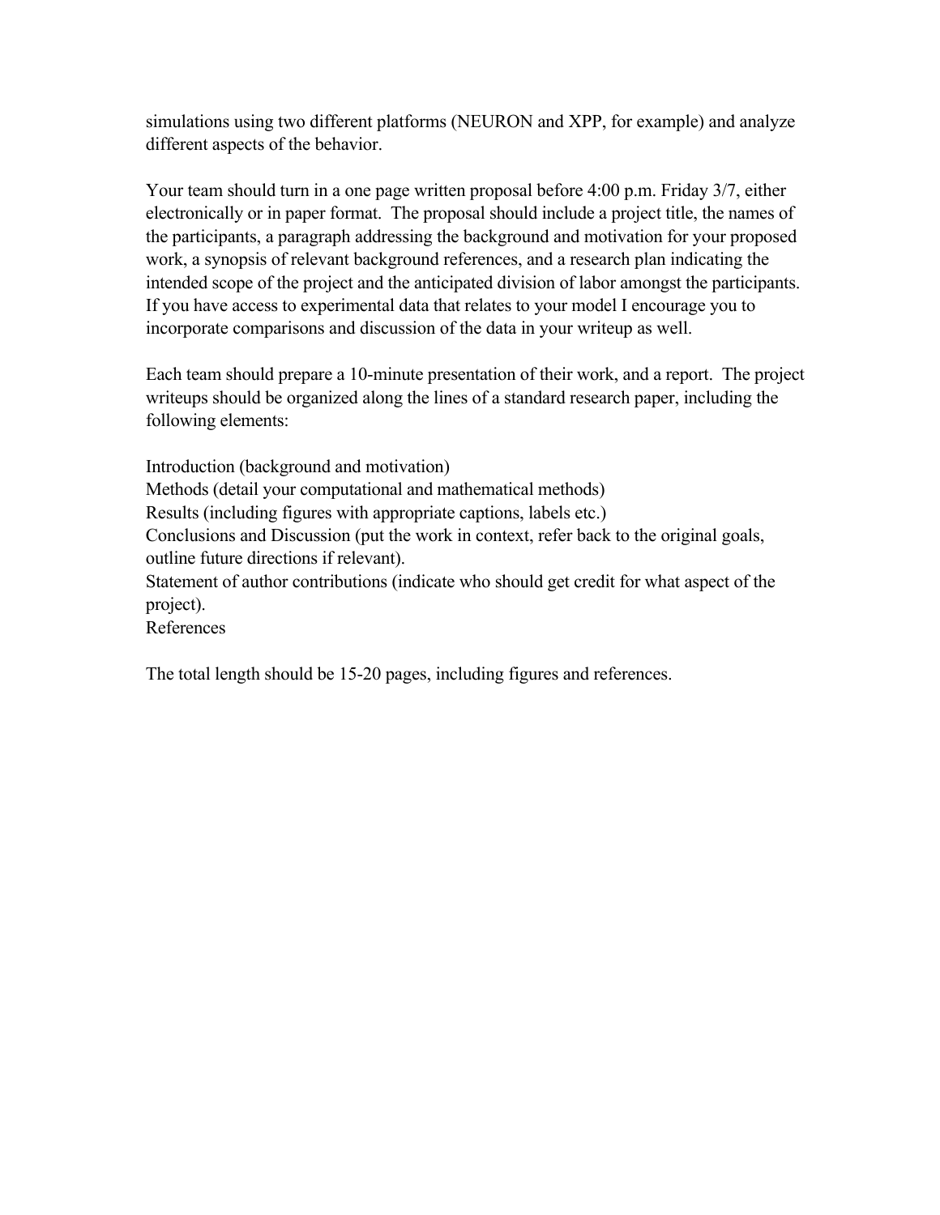simulations using two different platforms (NEURON and XPP, for example) and analyze different aspects of the behavior.

Your team should turn in a one page written proposal before 4:00 p.m. Friday 3/7, either electronically or in paper format. The proposal should include a project title, the names of the participants, a paragraph addressing the background and motivation for your proposed work, a synopsis of relevant background references, and a research plan indicating the intended scope of the project and the anticipated division of labor amongst the participants. If you have access to experimental data that relates to your model I encourage you to incorporate comparisons and discussion of the data in your writeup as well.

Each team should prepare a 10-minute presentation of their work, and a report. The project writeups should be organized along the lines of a standard research paper, including the following elements:

Introduction (background and motivation)
Methods (detail your computational and mathematical methods)
Results (including figures with appropriate captions, labels etc.)
Conclusions and Discussion (put the work in context, refer back to the original goals, outline future directions if relevant).
Statement of author contributions (indicate who should get credit for what aspect of the project).
References

The total length should be 15-20 pages, including figures and references.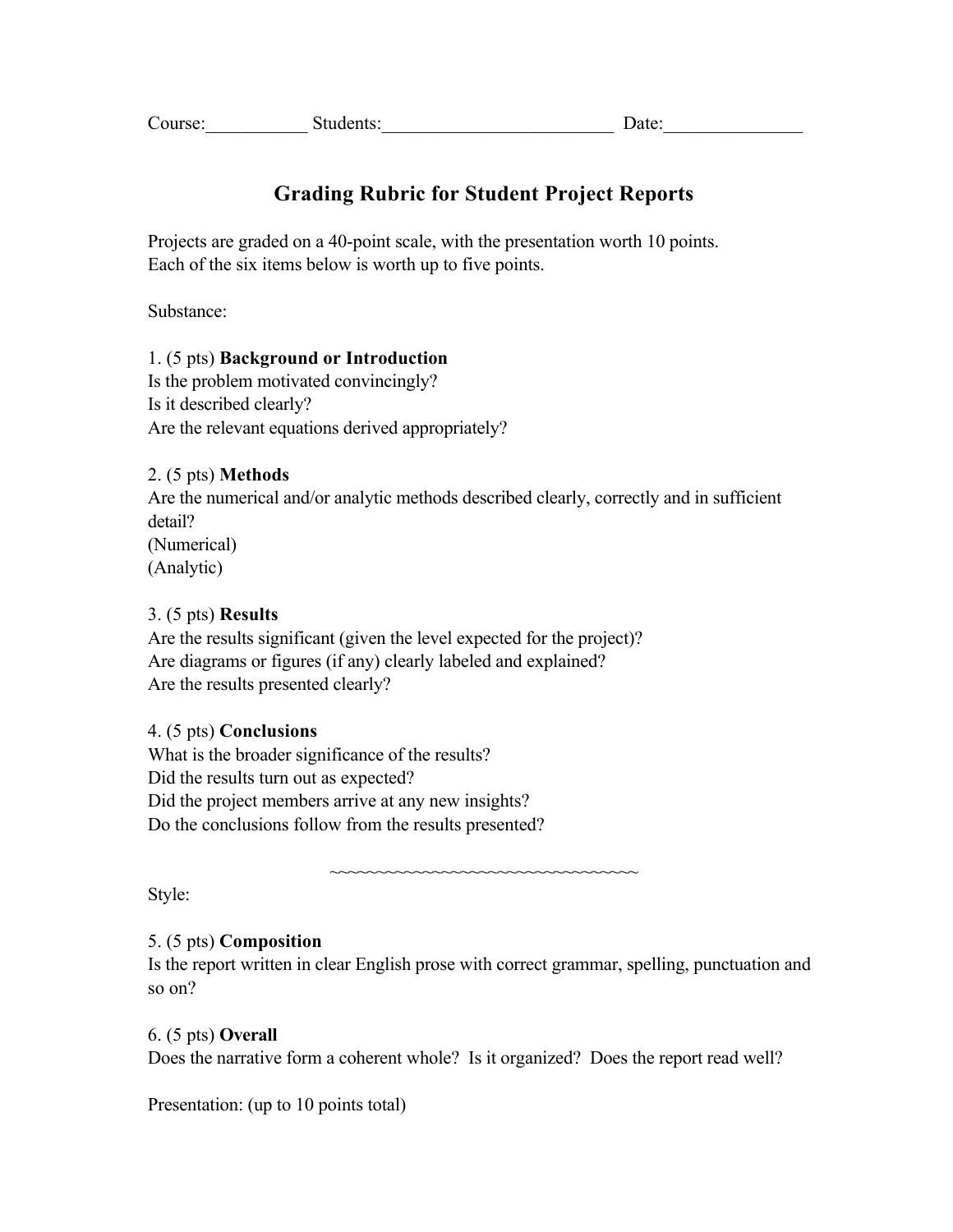Course:___________ Students:_________________________ Date:_______________

## Grading Rubric for Student Project Reports

Projects are graded on a 40-point scale, with the presentation worth 10 points.
Each of the six items below is worth up to five points.

Substance:

1. (5 pts) **Background or Introduction**
Is the problem motivated convincingly?
Is it described clearly?
Are the relevant equations derived appropriately?

2. (5 pts) **Methods**
Are the numerical and/or analytic methods described clearly, correctly and in sufficient detail?
(Numerical)
(Analytic)

3. (5 pts) **Results**
Are the results significant (given the level expected for the project)?
Are diagrams or figures (if any) clearly labeled and explained?
Are the results presented clearly?

4. (5 pts) **Conclusions**
What is the broader significance of the results?
Did the results turn out as expected?
Did the project members arrive at any new insights?
Do the conclusions follow from the results presented?

~~~~~~~~~~~~~~~~~~~~~~~~~~~~~~~~~~~

Style:

5. (5 pts) **Composition**
Is the report written in clear English prose with correct grammar, spelling, punctuation and so on?

6. (5 pts) **Overall**
Does the narrative form a coherent whole? Is it organized? Does the report read well?

Presentation: (up to 10 points total)